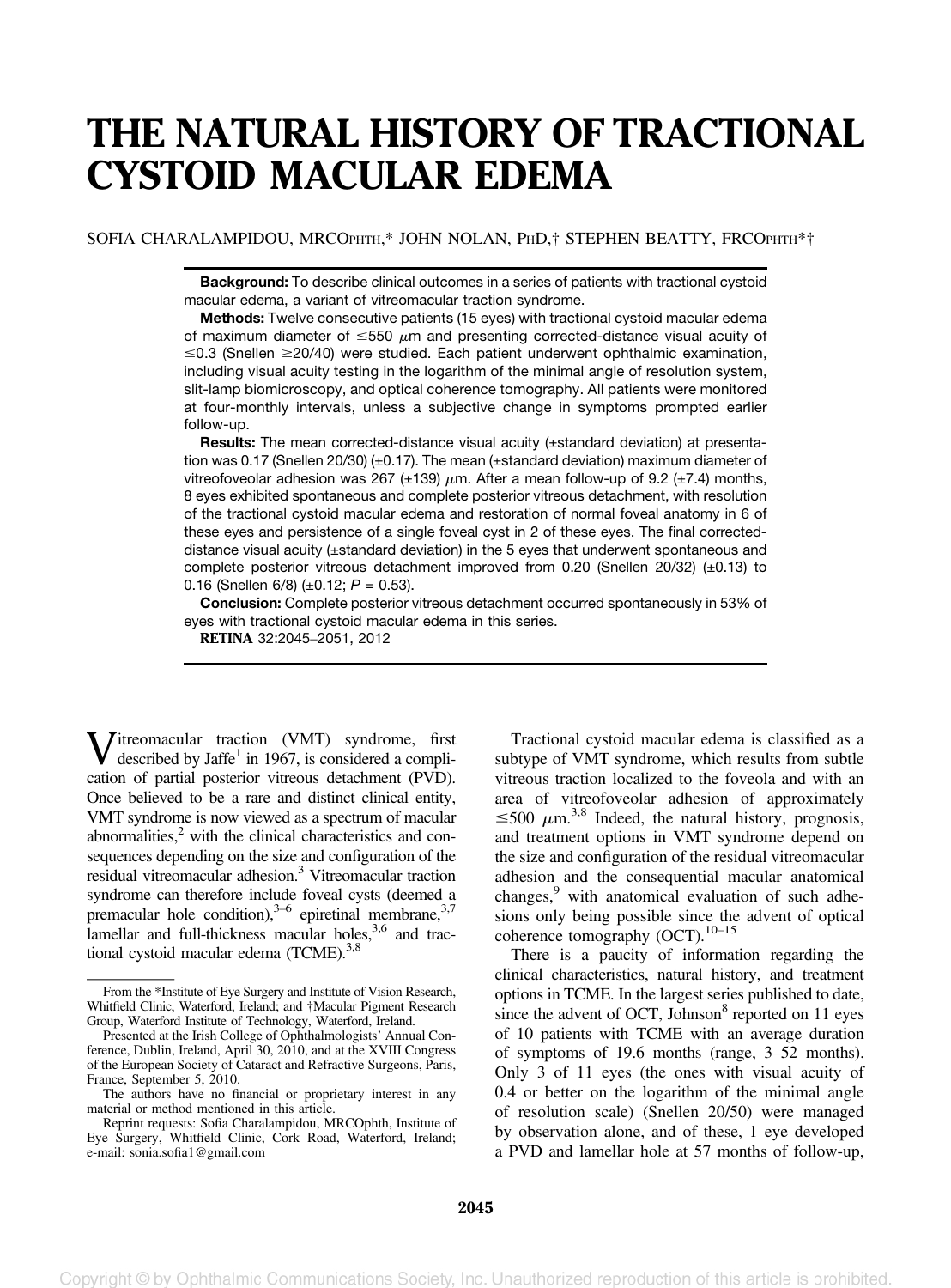# THE NATURAL HISTORY OF TRACTIONAL CYSTOID MACULAR EDEMA

SOFIA CHARALAMPIDOU, MRCOPHTH,* JOHN NOLAN, PHD,† STEPHEN BEATTY, FRCOPHTH*†

**Background:** To describe clinical outcomes in a series of patients with tractional cystoid macular edema, a variant of vitreomacular traction syndrome.

**Methods:** Twelve consecutive patients (15 eyes) with tractional cystoid macular edema of maximum diameter of ≤550 $\mu$m and presenting corrected-distance visual acuity of ≤0.3 (Snellen ≥20/40) were studied. Each patient underwent ophthalmic examination, including visual acuity testing in the logarithm of the minimal angle of resolution system, slit-lamp biomicroscopy, and optical coherence tomography. All patients were monitored at four-monthly intervals, unless a subjective change in symptoms prompted earlier follow-up.

**Results:** The mean corrected-distance visual acuity (±standard deviation) at presentation was 0.17 (Snellen 20/30) (±0.17). The mean (±standard deviation) maximum diameter of vitreofoveolar adhesion was 267 (±139) $\mu$m. After a mean follow-up of 9.2 (±7.4) months, 8 eyes exhibited spontaneous and complete posterior vitreous detachment, with resolution of the tractional cystoid macular edema and restoration of normal foveal anatomy in 6 of these eyes and persistence of a single foveal cyst in 2 of these eyes. The final corrected-distance visual acuity (±standard deviation) in the 5 eyes that underwent spontaneous and complete posterior vitreous detachment improved from 0.20 (Snellen 20/32) (±0.13) to 0.16 (Snellen 6/8) (±0.12; $P = 0.53$).

**Conclusion:** Complete posterior vitreous detachment occurred spontaneously in 53% of eyes with tractional cystoid macular edema in this series.

**RETINA** 32:2045–2051, 2012

Vitreomacular traction (VMT) syndrome, first described by Jaffe[1] in 1967, is considered a complication of partial posterior vitreous detachment (PVD). Once believed to be a rare and distinct clinical entity, VMT syndrome is now viewed as a spectrum of macular abnormalities,[2] with the clinical characteristics and consequences depending on the size and configuration of the residual vitreomacular adhesion.[3] Vitreomacular traction syndrome can therefore include foveal cysts (deemed a premacular hole condition),[3–6] epiretinal membrane,[3,7] lamellar and full-thickness macular holes,[3,6] and tractional cystoid macular edema (TCME).[3,8]

Tractional cystoid macular edema is classified as a subtype of VMT syndrome, which results from subtle vitreous traction localized to the foveola and with an area of vitreofoveolar adhesion of approximately ≤500 $\mu$m.[3,8] Indeed, the natural history, prognosis, and treatment options in VMT syndrome depend on the size and configuration of the residual vitreomacular adhesion and the consequential macular anatomical changes,[9] with anatomical evaluation of such adhesions only being possible since the advent of optical coherence tomography (OCT).[10–15]

There is a paucity of information regarding the clinical characteristics, natural history, and treatment options in TCME. In the largest series published to date, since the advent of OCT, Johnson[8] reported on 11 eyes of 10 patients with TCME with an average duration of symptoms of 19.6 months (range, 3–52 months). Only 3 of 11 eyes (the ones with visual acuity of 0.4 or better on the logarithm of the minimal angle of resolution scale) (Snellen 20/50) were managed by observation alone, and of these, 1 eye developed a PVD and lamellar hole at 57 months of follow-up,

From the *Institute of Eye Surgery and Institute of Vision Research, Whitfield Clinic, Waterford, Ireland; and †Macular Pigment Research Group, Waterford Institute of Technology, Waterford, Ireland.

Presented at the Irish College of Ophthalmologists' Annual Conference, Dublin, Ireland, April 30, 2010, and at the XVIII Congress of the European Society of Cataract and Refractive Surgeons, Paris, France, September 5, 2010.

The authors have no financial or proprietary interest in any material or method mentioned in this article.

Reprint requests: Sofia Charalampidou, MRCOphth, Institute of Eye Surgery, Whitfield Clinic, Cork Road, Waterford, Ireland; e-mail: sonia.sofia1@gmail.com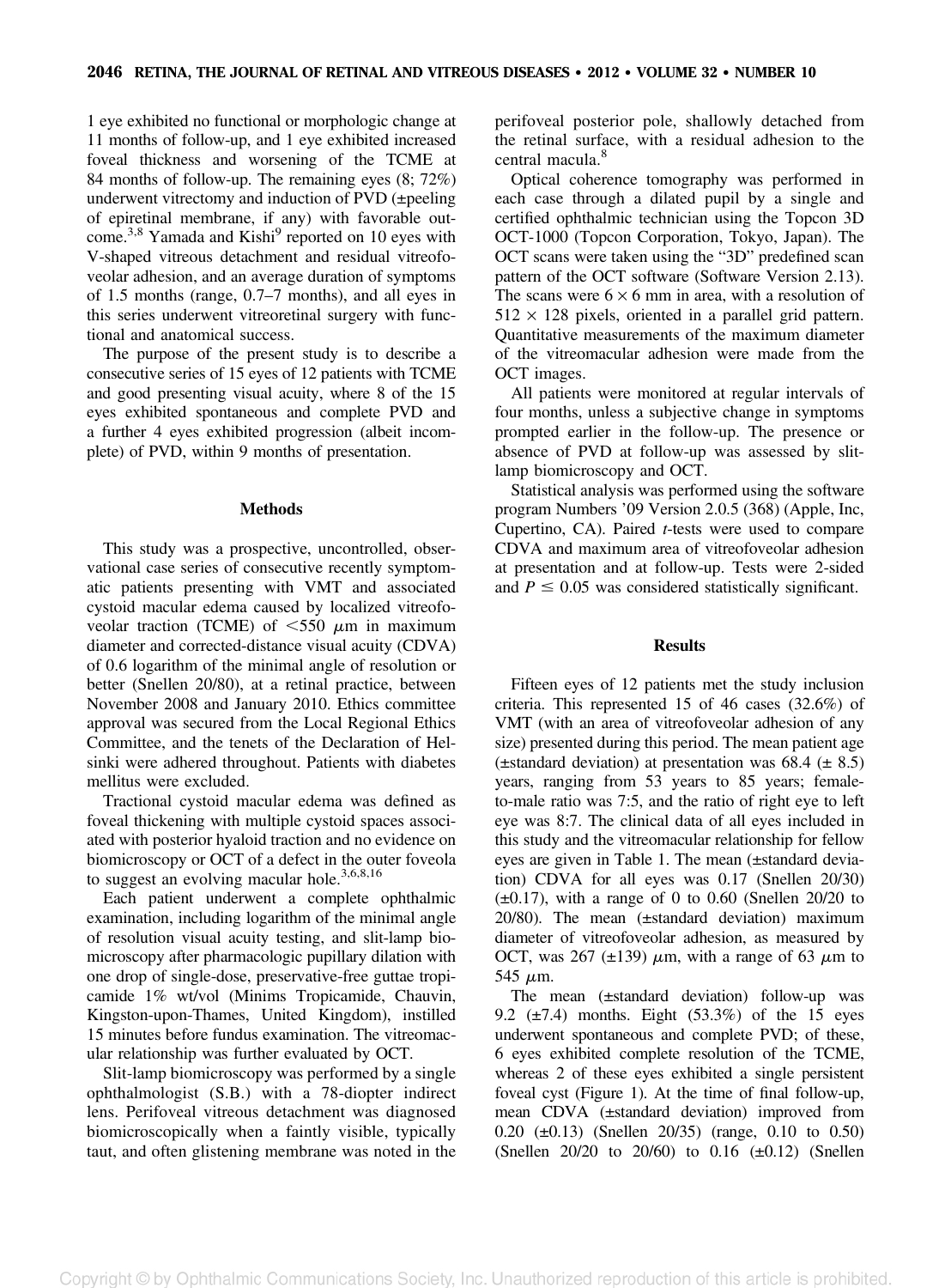1 eye exhibited no functional or morphologic change at 11 months of follow-up, and 1 eye exhibited increased foveal thickness and worsening of the TCME at 84 months of follow-up. The remaining eyes (8; 72%) underwent vitrectomy and induction of PVD (±peeling of epiretinal membrane, if any) with favorable outcome.[3,8] Yamada and Kishi[9] reported on 10 eyes with V-shaped vitreous detachment and residual vitreofoveolar adhesion, and an average duration of symptoms of 1.5 months (range, 0.7–7 months), and all eyes in this series underwent vitreoretinal surgery with functional and anatomical success.

The purpose of the present study is to describe a consecutive series of 15 eyes of 12 patients with TCME and good presenting visual acuity, where 8 of the 15 eyes exhibited spontaneous and complete PVD and a further 4 eyes exhibited progression (albeit incomplete) of PVD, within 9 months of presentation.

## Methods

This study was a prospective, uncontrolled, observational case series of consecutive recently symptomatic patients presenting with VMT and associated cystoid macular edema caused by localized vitreofoveolar traction (TCME) of $<550$ $\mu$m in maximum diameter and corrected-distance visual acuity (CDVA) of 0.6 logarithm of the minimal angle of resolution or better (Snellen 20/80), at a retinal practice, between November 2008 and January 2010. Ethics committee approval was secured from the Local Regional Ethics Committee, and the tenets of the Declaration of Helsinki were adhered throughout. Patients with diabetes mellitus were excluded.

Tractional cystoid macular edema was defined as foveal thickening with multiple cystoid spaces associated with posterior hyaloid traction and no evidence on biomicroscopy or OCT of a defect in the outer foveola to suggest an evolving macular hole.[3,6,8,16]

Each patient underwent a complete ophthalmic examination, including logarithm of the minimal angle of resolution visual acuity testing, and slit-lamp biomicroscopy after pharmacologic pupillary dilation with one drop of single-dose, preservative-free guttae tropicamide 1% wt/vol (Minims Tropicamide, Chauvin, Kingston-upon-Thames, United Kingdom), instilled 15 minutes before fundus examination. The vitreomacular relationship was further evaluated by OCT.

Slit-lamp biomicroscopy was performed by a single ophthalmologist (S.B.) with a 78-diopter indirect lens. Perifoveal vitreous detachment was diagnosed biomicroscopically when a faintly visible, typically taut, and often glistening membrane was noted in the perifoveal posterior pole, shallowly detached from the retinal surface, with a residual adhesion to the central macula.[8]

Optical coherence tomography was performed in each case through a dilated pupil by a single and certified ophthalmic technician using the Topcon 3D OCT-1000 (Topcon Corporation, Tokyo, Japan). The OCT scans were taken using the "3D" predefined scan pattern of the OCT software (Software Version 2.13). The scans were $6 \times 6$ mm in area, with a resolution of $512 \times 128$ pixels, oriented in a parallel grid pattern. Quantitative measurements of the maximum diameter of the vitreomacular adhesion were made from the OCT images.

All patients were monitored at regular intervals of four months, unless a subjective change in symptoms prompted earlier in the follow-up. The presence or absence of PVD at follow-up was assessed by slit-lamp biomicroscopy and OCT.

Statistical analysis was performed using the software program Numbers '09 Version 2.0.5 (368) (Apple, Inc, Cupertino, CA). Paired *t*-tests were used to compare CDVA and maximum area of vitreofoveolar adhesion at presentation and at follow-up. Tests were 2-sided and $P \leq 0.05$ was considered statistically significant.

## Results

Fifteen eyes of 12 patients met the study inclusion criteria. This represented 15 of 46 cases (32.6%) of VMT (with an area of vitreofoveolar adhesion of any size) presented during this period. The mean patient age (±standard deviation) at presentation was 68.4 (± 8.5) years, ranging from 53 years to 85 years; female-to-male ratio was 7:5, and the ratio of right eye to left eye was 8:7. The clinical data of all eyes included in this study and the vitreomacular relationship for fellow eyes are given in Table 1. The mean (±standard deviation) CDVA for all eyes was 0.17 (Snellen 20/30) (±0.17), with a range of 0 to 0.60 (Snellen 20/20 to 20/80). The mean (±standard deviation) maximum diameter of vitreofoveolar adhesion, as measured by OCT, was 267 (±139) $\mu$m, with a range of 63 $\mu$m to 545 $\mu$m.

The mean (±standard deviation) follow-up was 9.2 (±7.4) months. Eight (53.3%) of the 15 eyes underwent spontaneous and complete PVD; of these, 6 eyes exhibited complete resolution of the TCME, whereas 2 of these eyes exhibited a single persistent foveal cyst (Figure 1). At the time of final follow-up, mean CDVA (±standard deviation) improved from 0.20 (±0.13) (Snellen 20/35) (range, 0.10 to 0.50) (Snellen 20/20 to 20/60) to 0.16 (±0.12) (Snellen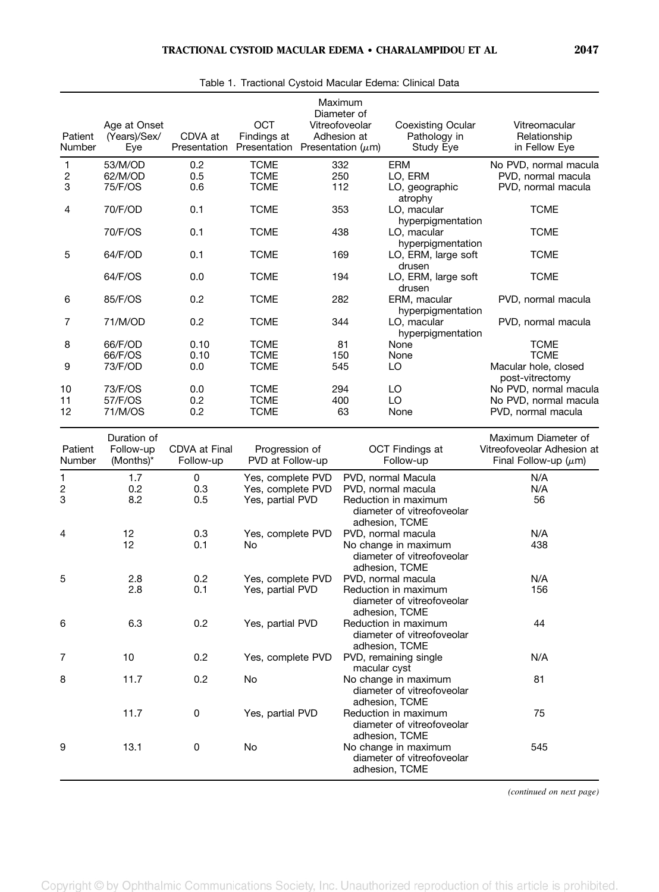Table 1. Tractional Cystoid Macular Edema: Clinical Data

| Patient Number | Age at Onset (Years)/Sex/ Eye | CDVA at Presentation | OCT Findings at Presentation | Maximum Diameter of Vitreofoveolar Adhesion at Presentation ($\mu$m) | Coexisting Ocular Pathology in Study Eye | Vitreomacular Relationship in Fellow Eye |
|---|---|---|---|---|---|---|
| 1 | 53/M/OD | 0.2 | TCME | 332 | ERM | No PVD, normal macula |
| 2 | 62/M/OD | 0.5 | TCME | 250 | LO, ERM | PVD, normal macula |
| 3 | 75/F/OS | 0.6 | TCME | 112 | LO, geographic atrophy | PVD, normal macula |
| 4 | 70/F/OD | 0.1 | TCME | 353 | LO, macular hyperpigmentation | TCME |
| | 70/F/OS | 0.1 | TCME | 438 | LO, macular hyperpigmentation | TCME |
| 5 | 64/F/OD | 0.1 | TCME | 169 | LO, ERM, large soft drusen | TCME |
| | 64/F/OS | 0.0 | TCME | 194 | LO, ERM, large soft drusen | TCME |
| 6 | 85/F/OS | 0.2 | TCME | 282 | ERM, macular hyperpigmentation | PVD, normal macula |
| 7 | 71/M/OD | 0.2 | TCME | 344 | LO, macular hyperpigmentation | PVD, normal macula |
| 8 | 66/F/OD | 0.10 | TCME | 81 | None | TCME |
| | 66/F/OS | 0.10 | TCME | 150 | None | TCME |
| 9 | 73/F/OD | 0.0 | TCME | 545 | LO | Macular hole, closed post-vitrectomy |
| 10 | 73/F/OS | 0.0 | TCME | 294 | LO | No PVD, normal macula |
| 11 | 57/F/OS | 0.2 | TCME | 400 | LO | No PVD, normal macula |
| 12 | 71/M/OS | 0.2 | TCME | 63 | None | PVD, normal macula |

| Patient Number | Duration of Follow-up (Months)* | CDVA at Final Follow-up | Progression of PVD at Follow-up | OCT Findings at Follow-up | Maximum Diameter of Vitreofoveolar Adhesion at Final Follow-up ($\mu$m) |
|---|---|---|---|---|---|
| 1 | 1.7 | 0 | Yes, complete PVD | PVD, normal Macula | N/A |
| 2 | 0.2 | 0.3 | Yes, complete PVD | PVD, normal macula | N/A |
| 3 | 8.2 | 0.5 | Yes, partial PVD | Reduction in maximum diameter of vitreofoveolar adhesion, TCME | 56 |
| 4 | 12 | 0.3 | Yes, complete PVD | PVD, normal macula | N/A |
| | 12 | 0.1 | No | No change in maximum diameter of vitreofoveolar adhesion, TCME | 438 |
| 5 | 2.8 | 0.2 | Yes, complete PVD | PVD, normal macula | N/A |
| | 2.8 | 0.1 | Yes, partial PVD | Reduction in maximum diameter of vitreofoveolar adhesion, TCME | 156 |
| 6 | 6.3 | 0.2 | Yes, partial PVD | Reduction in maximum diameter of vitreofoveolar adhesion, TCME | 44 |
| 7 | 10 | 0.2 | Yes, complete PVD | PVD, remaining single macular cyst | N/A |
| 8 | 11.7 | 0.2 | No | No change in maximum diameter of vitreofoveolar adhesion, TCME | 81 |
| | 11.7 | 0 | Yes, partial PVD | Reduction in maximum diameter of vitreofoveolar adhesion, TCME | 75 |
| 9 | 13.1 | 0 | No | No change in maximum diameter of vitreofoveolar adhesion, TCME | 545 |

*(continued on next page)*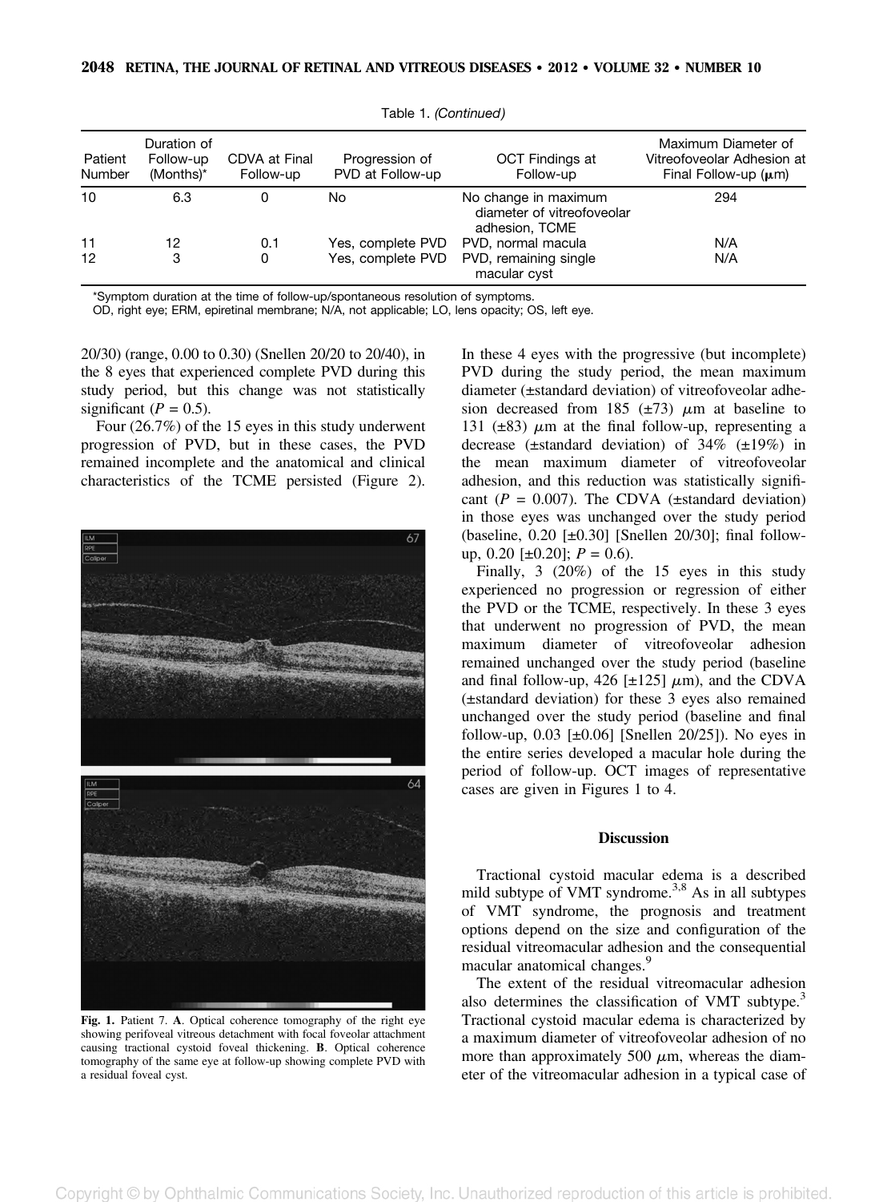Table 1. *(Continued)*

| Patient Number | Duration of Follow-up (Months)* | CDVA at Final Follow-up | Progression of PVD at Follow-up | OCT Findings at Follow-up | Maximum Diameter of Vitreofoveolar Adhesion at Final Follow-up (μm) |
|---|---|---|---|---|---|
| 10 | 6.3 | 0 | No | No change in maximum diameter of vitreofoveolar adhesion, TCME | 294 |
| 11 | 12 | 0.1 | Yes, complete PVD | PVD, normal macula | N/A |
| 12 | 3 | 0 | Yes, complete PVD | PVD, remaining single macular cyst | N/A |

*Symptom duration at the time of follow-up/spontaneous resolution of symptoms.
OD, right eye; ERM, epiretinal membrane; N/A, not applicable; LO, lens opacity; OS, left eye.

20/30) (range, 0.00 to 0.30) (Snellen 20/20 to 20/40), in the 8 eyes that experienced complete PVD during this study period, but this change was not statistically significant ($P = 0.5$).

Four (26.7%) of the 15 eyes in this study underwent progression of PVD, but in these cases, the PVD remained incomplete and the anatomical and clinical characteristics of the TCME persisted (Figure 2).

**Fig. 1.** Patient 7. **A**. Optical coherence tomography of the right eye showing perifoveal vitreous detachment with focal foveolar attachment causing tractional cystoid foveal thickening. **B**. Optical coherence tomography of the same eye at follow-up showing complete PVD with a residual foveal cyst.

In these 4 eyes with the progressive (but incomplete) PVD during the study period, the mean maximum diameter (±standard deviation) of vitreofoveolar adhesion decreased from 185 (±73) μm at baseline to 131 (±83) μm at the final follow-up, representing a decrease (±standard deviation) of 34% (±19%) in the mean maximum diameter of vitreofoveolar adhesion, and this reduction was statistically significant ($P = 0.007$). The CDVA (±standard deviation) in those eyes was unchanged over the study period (baseline, 0.20 [±0.30] [Snellen 20/30]; final follow-up, 0.20 [±0.20]; $P = 0.6$).

Finally, 3 (20%) of the 15 eyes in this study experienced no progression or regression of either the PVD or the TCME, respectively. In these 3 eyes that underwent no progression of PVD, the mean maximum diameter of vitreofoveolar adhesion remained unchanged over the study period (baseline and final follow-up, 426 [±125] μm), and the CDVA (±standard deviation) for these 3 eyes also remained unchanged over the study period (baseline and final follow-up, 0.03 [±0.06] [Snellen 20/25]). No eyes in the entire series developed a macular hole during the period of follow-up. OCT images of representative cases are given in Figures 1 to 4.

## Discussion

Tractional cystoid macular edema is a described mild subtype of VMT syndrome.[3,8] As in all subtypes of VMT syndrome, the prognosis and treatment options depend on the size and configuration of the residual vitreomacular adhesion and the consequential macular anatomical changes.[9]

The extent of the residual vitreomacular adhesion also determines the classification of VMT subtype.[3] Tractional cystoid macular edema is characterized by a maximum diameter of vitreofoveolar adhesion of no more than approximately 500 μm, whereas the diameter of the vitreomacular adhesion in a typical case of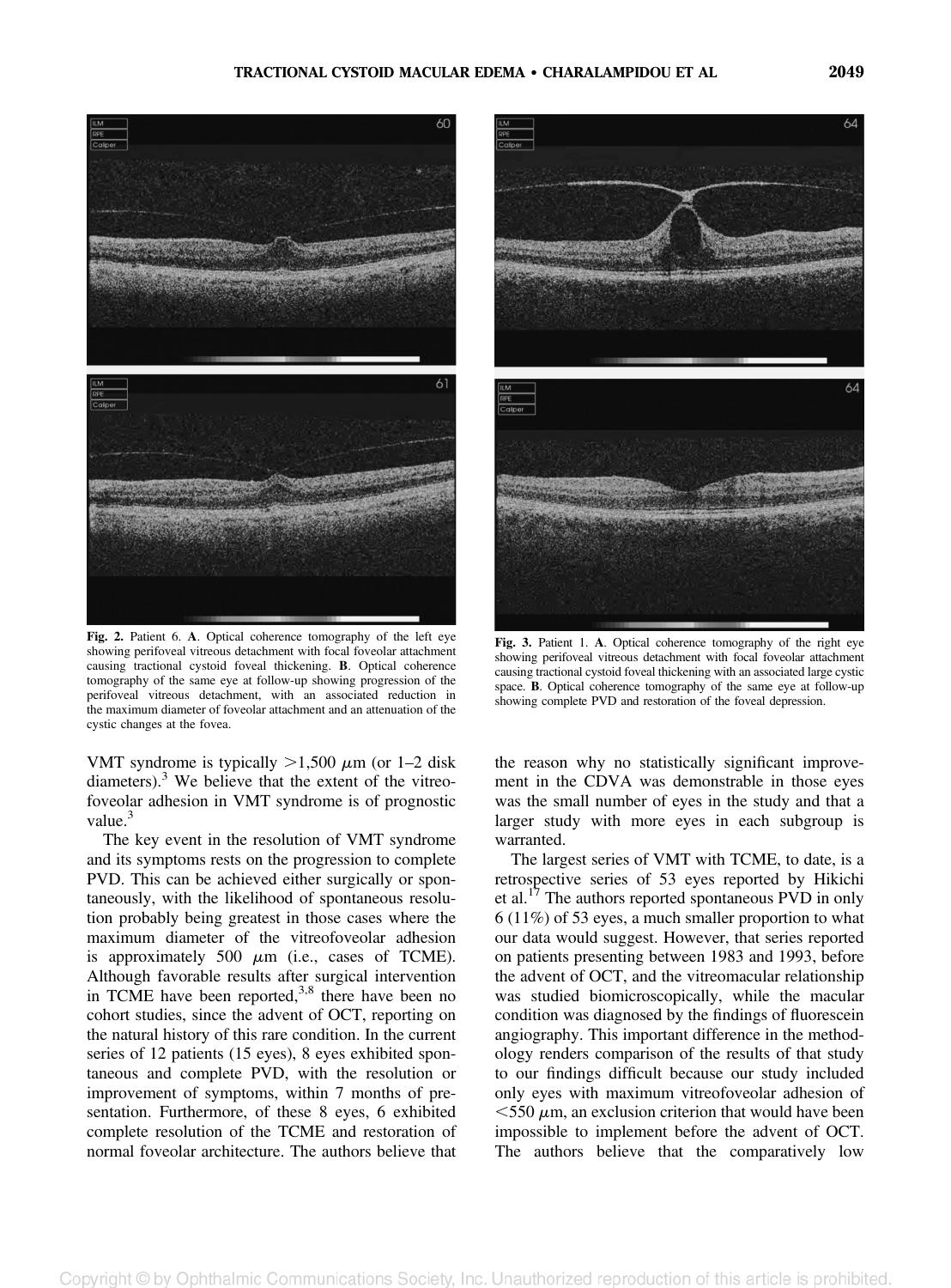Fig. 2. Patient 6. **A**. Optical coherence tomography of the left eye showing perifoveal vitreous detachment with focal foveolar attachment causing tractional cystoid foveal thickening. **B**. Optical coherence tomography of the same eye at follow-up showing progression of the perifoveal vitreous detachment, with an associated reduction in the maximum diameter of foveolar attachment and an attenuation of the cystic changes at the fovea.

Fig. 3. Patient 1. **A**. Optical coherence tomography of the right eye showing perifoveal vitreous detachment with focal foveolar attachment causing tractional cystoid foveal thickening with an associated large cystic space. **B**. Optical coherence tomography of the same eye at follow-up showing complete PVD and restoration of the foveal depression.

VMT syndrome is typically >1,500 $\mu$m (or 1–2 disk diameters).[3] We believe that the extent of the vitreofoveolar adhesion in VMT syndrome is of prognostic value.[3]

The key event in the resolution of VMT syndrome and its symptoms rests on the progression to complete PVD. This can be achieved either surgically or spontaneously, with the likelihood of spontaneous resolution probably being greatest in those cases where the maximum diameter of the vitreofoveolar adhesion is approximately 500 $\mu$m (i.e., cases of TCME). Although favorable results after surgical intervention in TCME have been reported,[3,8] there have been no cohort studies, since the advent of OCT, reporting on the natural history of this rare condition. In the current series of 12 patients (15 eyes), 8 eyes exhibited spontaneous and complete PVD, with the resolution or improvement of symptoms, within 7 months of presentation. Furthermore, of these 8 eyes, 6 exhibited complete resolution of the TCME and restoration of normal foveolar architecture. The authors believe that the reason why no statistically significant improvement in the CDVA was demonstrable in those eyes was the small number of eyes in the study and that a larger study with more eyes in each subgroup is warranted.

The largest series of VMT with TCME, to date, is a retrospective series of 53 eyes reported by Hikichi et al.[17] The authors reported spontaneous PVD in only 6 (11%) of 53 eyes, a much smaller proportion to what our data would suggest. However, that series reported on patients presenting between 1983 and 1993, before the advent of OCT, and the vitreomacular relationship was studied biomicroscopically, while the macular condition was diagnosed by the findings of fluorescein angiography. This important difference in the methodology renders comparison of the results of that study to our findings difficult because our study included only eyes with maximum vitreofoveolar adhesion of <550 $\mu$m, an exclusion criterion that would have been impossible to implement before the advent of OCT. The authors believe that the comparatively low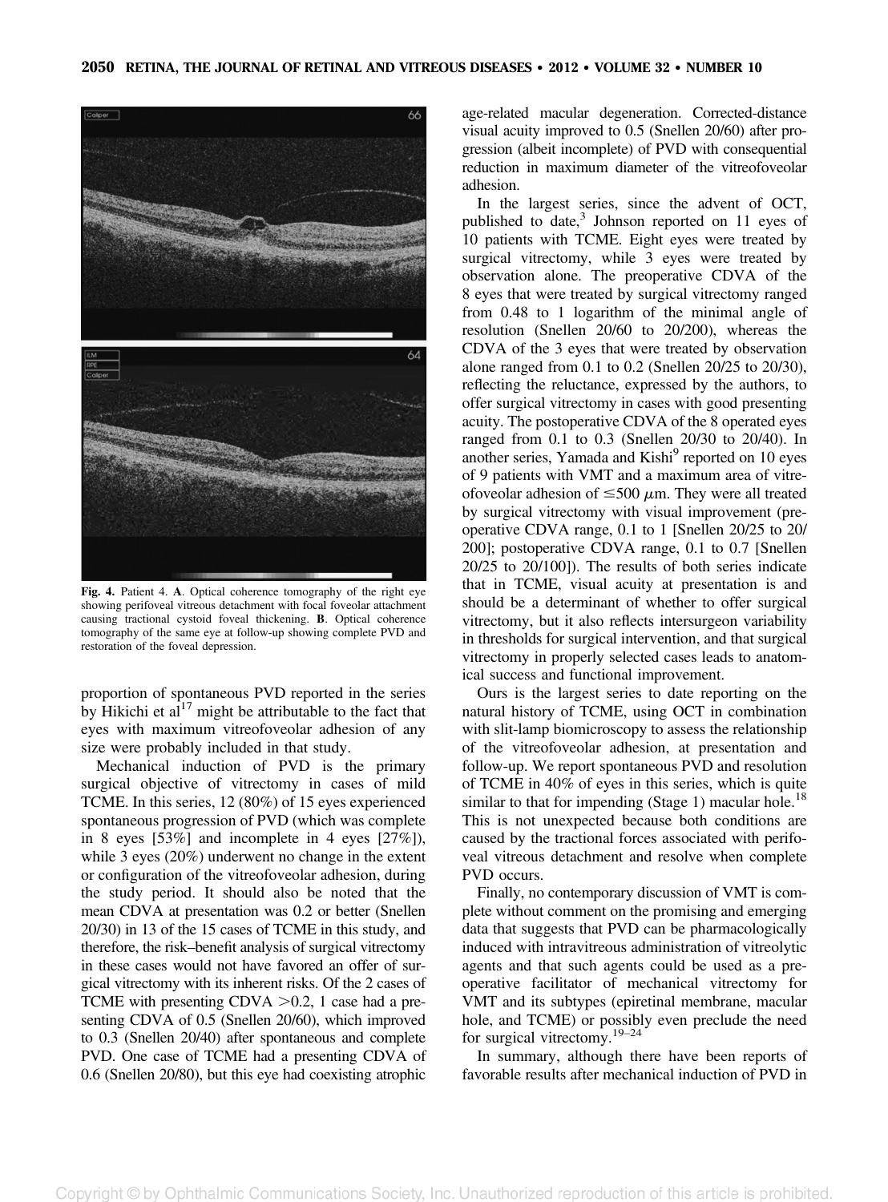Fig. 4. Patient 4. **A**. Optical coherence tomography of the right eye showing perifoveal vitreous detachment with focal foveolar attachment causing tractional cystoid foveal thickening. **B**. Optical coherence tomography of the same eye at follow-up showing complete PVD and restoration of the foveal depression.

proportion of spontaneous PVD reported in the series by Hikichi et al[17] might be attributable to the fact that eyes with maximum vitreofoveolar adhesion of any size were probably included in that study.

Mechanical induction of PVD is the primary surgical objective of vitrectomy in cases of mild TCME. In this series, 12 (80%) of 15 eyes experienced spontaneous progression of PVD (which was complete in 8 eyes [53%] and incomplete in 4 eyes [27%]), while 3 eyes (20%) underwent no change in the extent or configuration of the vitreofoveolar adhesion, during the study period. It should also be noted that the mean CDVA at presentation was 0.2 or better (Snellen 20/30) in 13 of the 15 cases of TCME in this study, and therefore, the risk–benefit analysis of surgical vitrectomy in these cases would not have favored an offer of surgical vitrectomy with its inherent risks. Of the 2 cases of TCME with presenting CDVA $>0.2$, 1 case had a presenting CDVA of 0.5 (Snellen 20/60), which improved to 0.3 (Snellen 20/40) after spontaneous and complete PVD. One case of TCME had a presenting CDVA of 0.6 (Snellen 20/80), but this eye had coexisting atrophic age-related macular degeneration. Corrected-distance visual acuity improved to 0.5 (Snellen 20/60) after progression (albeit incomplete) of PVD with consequential reduction in maximum diameter of the vitreofoveolar adhesion.

In the largest series, since the advent of OCT, published to date,[3] Johnson reported on 11 eyes of 10 patients with TCME. Eight eyes were treated by surgical vitrectomy, while 3 eyes were treated by observation alone. The preoperative CDVA of the 8 eyes that were treated by surgical vitrectomy ranged from 0.48 to 1 logarithm of the minimal angle of resolution (Snellen 20/60 to 20/200), whereas the CDVA of the 3 eyes that were treated by observation alone ranged from 0.1 to 0.2 (Snellen 20/25 to 20/30), reflecting the reluctance, expressed by the authors, to offer surgical vitrectomy in cases with good presenting acuity. The postoperative CDVA of the 8 operated eyes ranged from 0.1 to 0.3 (Snellen 20/30 to 20/40). In another series, Yamada and Kishi[9] reported on 10 eyes of 9 patients with VMT and a maximum area of vitreofoveolar adhesion of $\leq$500 $\mu$m. They were all treated by surgical vitrectomy with visual improvement (preoperative CDVA range, 0.1 to 1 [Snellen 20/25 to 20/200]; postoperative CDVA range, 0.1 to 0.7 [Snellen 20/25 to 20/100]). The results of both series indicate that in TCME, visual acuity at presentation is and should be a determinant of whether to offer surgical vitrectomy, but it also reflects intersurgeon variability in thresholds for surgical intervention, and that surgical vitrectomy in properly selected cases leads to anatomical success and functional improvement.

Ours is the largest series to date reporting on the natural history of TCME, using OCT in combination with slit-lamp biomicroscopy to assess the relationship of the vitreofoveolar adhesion, at presentation and follow-up. We report spontaneous PVD and resolution of TCME in 40% of eyes in this series, which is quite similar to that for impending (Stage 1) macular hole.[18] This is not unexpected because both conditions are caused by the tractional forces associated with perifoveal vitreous detachment and resolve when complete PVD occurs.

Finally, no contemporary discussion of VMT is complete without comment on the promising and emerging data that suggests that PVD can be pharmacologically induced with intravitreous administration of vitreolytic agents and that such agents could be used as a preoperative facilitator of mechanical vitrectomy for VMT and its subtypes (epiretinal membrane, macular hole, and TCME) or possibly even preclude the need for surgical vitrectomy.[19–24]

In summary, although there have been reports of favorable results after mechanical induction of PVD in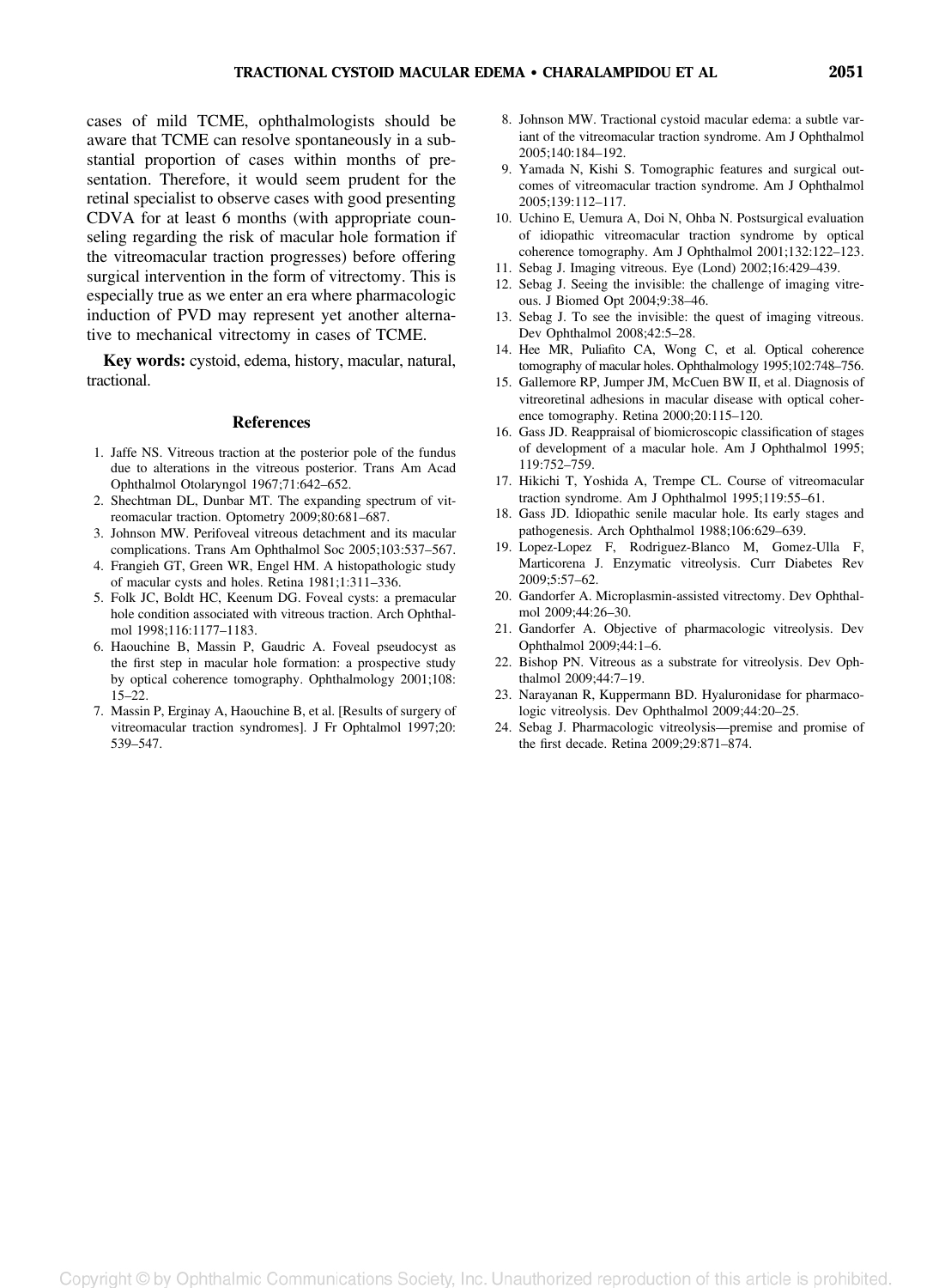cases of mild TCME, ophthalmologists should be aware that TCME can resolve spontaneously in a substantial proportion of cases within months of presentation. Therefore, it would seem prudent for the retinal specialist to observe cases with good presenting CDVA for at least 6 months (with appropriate counseling regarding the risk of macular hole formation if the vitreomacular traction progresses) before offering surgical intervention in the form of vitrectomy. This is especially true as we enter an era where pharmacologic induction of PVD may represent yet another alternative to mechanical vitrectomy in cases of TCME.

**Key words:** cystoid, edema, history, macular, natural, tractional.

## References

1. Jaffe NS. Vitreous traction at the posterior pole of the fundus due to alterations in the vitreous posterior. Trans Am Acad Ophthalmol Otolaryngol 1967;71:642–652.
2. Shechtman DL, Dunbar MT. The expanding spectrum of vitreomacular traction. Optometry 2009;80:681–687.
3. Johnson MW. Perifoveal vitreous detachment and its macular complications. Trans Am Ophthalmol Soc 2005;103:537–567.
4. Frangieh GT, Green WR, Engel HM. A histopathologic study of macular cysts and holes. Retina 1981;1:311–336.
5. Folk JC, Boldt HC, Keenum DG. Foveal cysts: a premacular hole condition associated with vitreous traction. Arch Ophthalmol 1998;116:1177–1183.
6. Haouchine B, Massin P, Gaudric A. Foveal pseudocyst as the first step in macular hole formation: a prospective study by optical coherence tomography. Ophthalmology 2001;108:15–22.
7. Massin P, Erginay A, Haouchine B, et al. [Results of surgery of vitreomacular traction syndromes]. J Fr Ophtalmol 1997;20:539–547.
8. Johnson MW. Tractional cystoid macular edema: a subtle variant of the vitreomacular traction syndrome. Am J Ophthalmol 2005;140:184–192.
9. Yamada N, Kishi S. Tomographic features and surgical outcomes of vitreomacular traction syndrome. Am J Ophthalmol 2005;139:112–117.
10. Uchino E, Uemura A, Doi N, Ohba N. Postsurgical evaluation of idiopathic vitreomacular traction syndrome by optical coherence tomography. Am J Ophthalmol 2001;132:122–123.
11. Sebag J. Imaging vitreous. Eye (Lond) 2002;16:429–439.
12. Sebag J. Seeing the invisible: the challenge of imaging vitreous. J Biomed Opt 2004;9:38–46.
13. Sebag J. To see the invisible: the quest of imaging vitreous. Dev Ophthalmol 2008;42:5–28.
14. Hee MR, Puliafito CA, Wong C, et al. Optical coherence tomography of macular holes. Ophthalmology 1995;102:748–756.
15. Gallemore RP, Jumper JM, McCuen BW II, et al. Diagnosis of vitreoretinal adhesions in macular disease with optical coherence tomography. Retina 2000;20:115–120.
16. Gass JD. Reappraisal of biomicroscopic classification of stages of development of a macular hole. Am J Ophthalmol 1995;119:752–759.
17. Hikichi T, Yoshida A, Trempe CL. Course of vitreomacular traction syndrome. Am J Ophthalmol 1995;119:55–61.
18. Gass JD. Idiopathic senile macular hole. Its early stages and pathogenesis. Arch Ophthalmol 1988;106:629–639.
19. Lopez-Lopez F, Rodriguez-Blanco M, Gomez-Ulla F, Marticorena J. Enzymatic vitreolysis. Curr Diabetes Rev 2009;5:57–62.
20. Gandorfer A. Microplasmin-assisted vitrectomy. Dev Ophthalmol 2009;44:26–30.
21. Gandorfer A. Objective of pharmacologic vitreolysis. Dev Ophthalmol 2009;44:1–6.
22. Bishop PN. Vitreous as a substrate for vitreolysis. Dev Ophthalmol 2009;44:7–19.
23. Narayanan R, Kuppermann BD. Hyaluronidase for pharmacologic vitreolysis. Dev Ophthalmol 2009;44:20–25.
24. Sebag J. Pharmacologic vitreolysis—premise and promise of the first decade. Retina 2009;29:871–874.